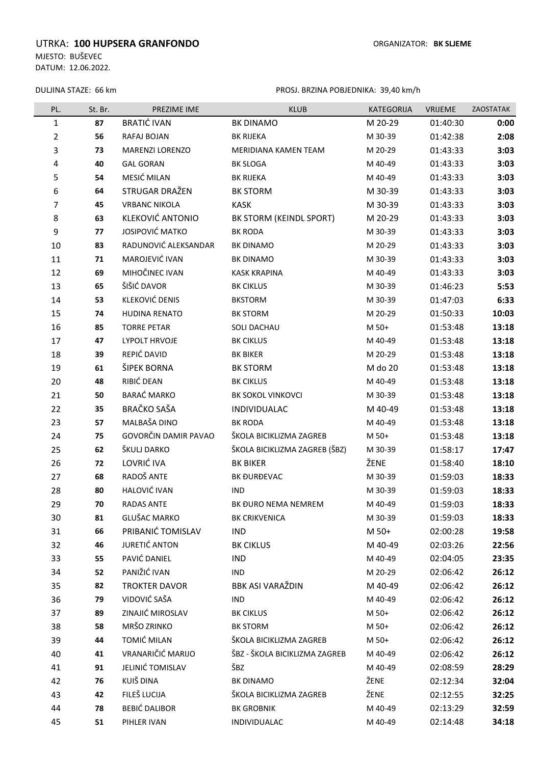UTRKA: **100 HUPSERA GRANFONDO**

ORGANIZATOR: **BK SLJEME**

MJESTO: BUŠEVEC

DATUM: 12.06.2022.

DULJINA STAZE: 66 km

PROSJ. BRZINA POBJEDNIKA: 39,40 km/h

| PL. | St. Br. | PREZIME IME | KLUB | KATEGORIJA | VRIJEME | ZAOSTATAK |
|---|---|---|---|---|---|---|
| 1 | **87** | BRATIĆ IVAN | BK DINAMO | M 20-29 | 01:40:30 | **0:00** |
| 2 | **56** | RAFAJ BOJAN | BK RIJEKA | M 30-39 | 01:42:38 | **2:08** |
| 3 | **73** | MARENZI LORENZO | MERIDIANA KAMEN TEAM | M 20-29 | 01:43:33 | **3:03** |
| 4 | **40** | GAL GORAN | BK SLOGA | M 40-49 | 01:43:33 | **3:03** |
| 5 | **54** | MESIĆ MILAN | BK RIJEKA | M 40-49 | 01:43:33 | **3:03** |
| 6 | **64** | STRUGAR DRAŽEN | BK STORM | M 30-39 | 01:43:33 | **3:03** |
| 7 | **45** | VRBANC NIKOLA | KASK | M 30-39 | 01:43:33 | **3:03** |
| 8 | **63** | KLEKOVIĆ ANTONIO | BK STORM (KEINDL SPORT) | M 20-29 | 01:43:33 | **3:03** |
| 9 | **77** | JOSIPOVIĆ MATKO | BK RODA | M 30-39 | 01:43:33 | **3:03** |
| 10 | **83** | RADUNOVIĆ ALEKSANDAR | BK DINAMO | M 20-29 | 01:43:33 | **3:03** |
| 11 | **71** | MAROJEVIĆ IVAN | BK DINAMO | M 30-39 | 01:43:33 | **3:03** |
| 12 | **69** | MIHOČINEC IVAN | KASK KRAPINA | M 40-49 | 01:43:33 | **3:03** |
| 13 | **65** | ŠIŠIĆ DAVOR | BK CIKLUS | M 30-39 | 01:46:23 | **5:53** |
| 14 | **53** | KLEKOVIĆ DENIS | BKSTORM | M 30-39 | 01:47:03 | **6:33** |
| 15 | **74** | HUDINA RENATO | BK STORM | M 20-29 | 01:50:33 | **10:03** |
| 16 | **85** | TORRE PETAR | SOLI DACHAU | M 50+ | 01:53:48 | **13:18** |
| 17 | **47** | LYPOLT HRVOJE | BK CIKLUS | M 40-49 | 01:53:48 | **13:18** |
| 18 | **39** | REPIĆ DAVID | BK BIKER | M 20-29 | 01:53:48 | **13:18** |
| 19 | **61** | ŠIPEK BORNA | BK STORM | M do 20 | 01:53:48 | **13:18** |
| 20 | **48** | RIBIĆ DEAN | BK CIKLUS | M 40-49 | 01:53:48 | **13:18** |
| 21 | **50** | BARAĆ MARKO | BK SOKOL VINKOVCI | M 30-39 | 01:53:48 | **13:18** |
| 22 | **35** | BRAČKO SAŠA | INDIVIDUALAC | M 40-49 | 01:53:48 | **13:18** |
| 23 | **57** | MALBAŠA DINO | BK RODA | M 40-49 | 01:53:48 | **13:18** |
| 24 | **75** | GOVORČIN DAMIR PAVAO | ŠKOLA BICIKLIZMA ZAGREB | M 50+ | 01:53:48 | **13:18** |
| 25 | **62** | ŠKULJ DARKO | ŠKOLA BICIKLIZMA ZAGREB (ŠBZ) | M 30-39 | 01:58:17 | **17:47** |
| 26 | **72** | LOVRIĆ IVA | BK BIKER | ŽENE | 01:58:40 | **18:10** |
| 27 | **68** | RADOŠ ANTE | BK ĐURĐEVAC | M 30-39 | 01:59:03 | **18:33** |
| 28 | **80** | HALOVIĆ IVAN | IND | M 30-39 | 01:59:03 | **18:33** |
| 29 | **70** | RADAS ANTE | BK ĐURO NEMA NEMREM | M 40-49 | 01:59:03 | **18:33** |
| 30 | **81** | GLUŠAC MARKO | BK CRIKVENICA | M 30-39 | 01:59:03 | **18:33** |
| 31 | **66** | PRIBANIĆ TOMISLAV | IND | M 50+ | 02:00:28 | **19:58** |
| 32 | **46** | JURETIĆ ANTON | BK CIKLUS | M 40-49 | 02:03:26 | **22:56** |
| 33 | **55** | PAVIĆ DANIEL | IND | M 40-49 | 02:04:05 | **23:35** |
| 34 | **52** | PANIŽIĆ IVAN | IND | M 20-29 | 02:06:42 | **26:12** |
| 35 | **82** | TROKTER DAVOR | BBK ASI VARAŽDIN | M 40-49 | 02:06:42 | **26:12** |
| 36 | **79** | VIDOVIĆ SAŠA | IND | M 40-49 | 02:06:42 | **26:12** |
| 37 | **89** | ZINAJIĆ MIROSLAV | BK CIKLUS | M 50+ | 02:06:42 | **26:12** |
| 38 | **58** | MRŠO ZRINKO | BK STORM | M 50+ | 02:06:42 | **26:12** |
| 39 | **44** | TOMIĆ MILAN | ŠKOLA BICIKLIZMA ZAGREB | M 50+ | 02:06:42 | **26:12** |
| 40 | **41** | VRANARIČIĆ MARIJO | ŠBZ - ŠKOLA BICIKLIZMA ZAGREB | M 40-49 | 02:06:42 | **26:12** |
| 41 | **91** | JELINIĆ TOMISLAV | ŠBZ | M 40-49 | 02:08:59 | **28:29** |
| 42 | **76** | KUIŠ DINA | BK DINAMO | ŽENE | 02:12:34 | **32:04** |
| 43 | **42** | FILEŠ LUCIJA | ŠKOLA BICIKLIZMA ZAGREB | ŽENE | 02:12:55 | **32:25** |
| 44 | **78** | BEBIĆ DALIBOR | BK GROBNIK | M 40-49 | 02:13:29 | **32:59** |
| 45 | **51** | PIHLER IVAN | INDIVIDUALAC | M 40-49 | 02:14:48 | **34:18** |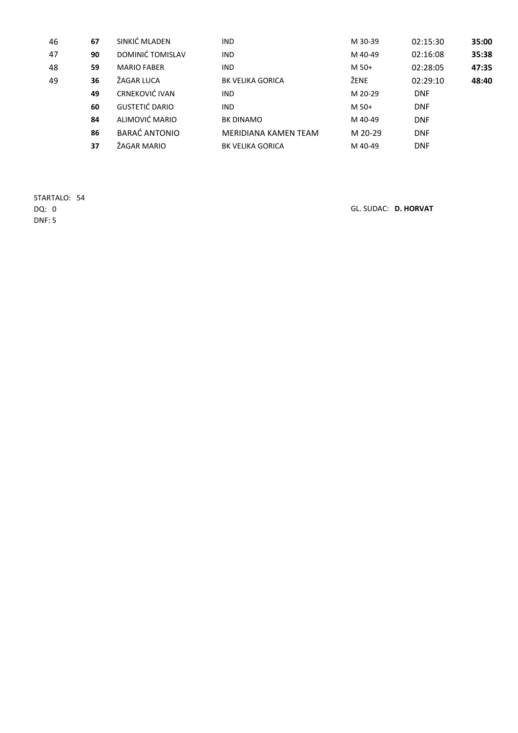| | | | | | | |
|---|---|---|---|---|---|---|
| 46 | **67** | SINKIĆ MLADEN | IND | M 30-39 | 02:15:30 | **35:00** |
| 47 | **90** | DOMINIĆ TOMISLAV | IND | M 40-49 | 02:16:08 | **35:38** |
| 48 | **59** | MARIO FABER | IND | M 50+ | 02:28:05 | **47:35** |
| 49 | **36** | ŽAGAR LUCA | BK VELIKA GORICA | ŽENE | 02:29:10 | **48:40** |
| | **49** | CRNEKOVIĆ IVAN | IND | M 20-29 | DNF | |
| | **60** | GUSTETIĆ DARIO | IND | M 50+ | DNF | |
| | **84** | ALIMOVIĆ MARIO | BK DINAMO | M 40-49 | DNF | |
| | **86** | BARAĆ ANTONIO | MERIDIANA KAMEN TEAM | M 20-29 | DNF | |
| | **37** | ŽAGAR MARIO | BK VELIKA GORICA | M 40-49 | DNF | |

STARTALO: 54
DQ: 0
DNF: 5

GL. SUDAC: **D. HORVAT**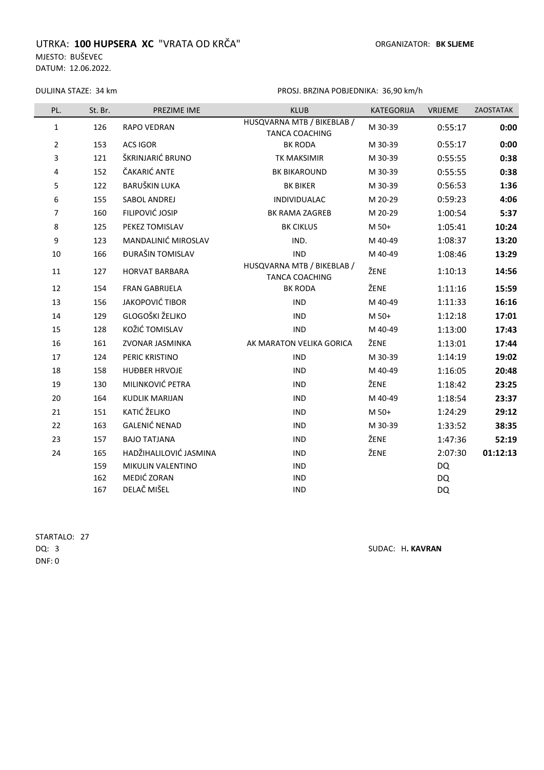UTRKA: **100 HUPSERA XC** "VRATA OD KRČA"

ORGANIZATOR: **BK SLJEME**

MJESTO: BUŠEVEC

DATUM: 12.06.2022.

DULJINA STAZE: 34 km

PROSJ. BRZINA POBJEDNIKA: 36,90 km/h

| PL. | St. Br. | PREZIME IME | KLUB | KATEGORIJA | VRIJEME | ZAOSTATAK |
|---|---|---|---|---|---|---|
| 1 | 126 | RAPO VEDRAN | HUSQVARNA MTB / BIKEBLAB / TANCA COACHING | M 30-39 | 0:55:17 | **0:00** |
| 2 | 153 | ACS IGOR | BK RODA | M 30-39 | 0:55:17 | **0:00** |
| 3 | 121 | ŠKRINJARIĆ BRUNO | TK MAKSIMIR | M 30-39 | 0:55:55 | **0:38** |
| 4 | 152 | ČAKARIĆ ANTE | BK BIKAROUND | M 30-39 | 0:55:55 | **0:38** |
| 5 | 122 | BARUŠKIN LUKA | BK BIKER | M 30-39 | 0:56:53 | **1:36** |
| 6 | 155 | SABOL ANDREJ | INDIVIDUALAC | M 20-29 | 0:59:23 | **4:06** |
| 7 | 160 | FILIPOVIĆ JOSIP | BK RAMA ZAGREB | M 20-29 | 1:00:54 | **5:37** |
| 8 | 125 | PEKEZ TOMISLAV | BK CIKLUS | M 50+ | 1:05:41 | **10:24** |
| 9 | 123 | MANDALINIĆ MIROSLAV | IND. | M 40-49 | 1:08:37 | **13:20** |
| 10 | 166 | ĐURAŠIN TOMISLAV | IND | M 40-49 | 1:08:46 | **13:29** |
| 11 | 127 | HORVAT BARBARA | HUSQVARNA MTB / BIKEBLAB / TANCA COACHING | ŽENE | 1:10:13 | **14:56** |
| 12 | 154 | FRAN GABRIJELA | BK RODA | ŽENE | 1:11:16 | **15:59** |
| 13 | 156 | JAKOPOVIĆ TIBOR | IND | M 40-49 | 1:11:33 | **16:16** |
| 14 | 129 | GLOGOŠKI ŽELJKO | IND | M 50+ | 1:12:18 | **17:01** |
| 15 | 128 | KOŽIĆ TOMISLAV | IND | M 40-49 | 1:13:00 | **17:43** |
| 16 | 161 | ZVONAR JASMINKA | AK MARATON VELIKA GORICA | ŽENE | 1:13:01 | **17:44** |
| 17 | 124 | PERIC KRISTINO | IND | M 30-39 | 1:14:19 | **19:02** |
| 18 | 158 | HUĐBER HRVOJE | IND | M 40-49 | 1:16:05 | **20:48** |
| 19 | 130 | MILINKOVIĆ PETRA | IND | ŽENE | 1:18:42 | **23:25** |
| 20 | 164 | KUDLIK MARIJAN | IND | M 40-49 | 1:18:54 | **23:37** |
| 21 | 151 | KATIĆ ŽELJKO | IND | M 50+ | 1:24:29 | **29:12** |
| 22 | 163 | GALENIĆ NENAD | IND | M 30-39 | 1:33:52 | **38:35** |
| 23 | 157 | BAJO TATJANA | IND | ŽENE | 1:47:36 | **52:19** |
| 24 | 165 | HADŽIHALILOVIĆ JASMINA | IND | ŽENE | 2:07:30 | **01:12:13** |
| | 159 | MIKULIN VALENTINO | IND | | DQ | |
| | 162 | MEDIĆ ZORAN | IND | | DQ | |
| | 167 | DELAČ MIŠEL | IND | | DQ | |

STARTALO: 27

DQ: 3

DNF: 0

SUDAC: H**. KAVRAN**